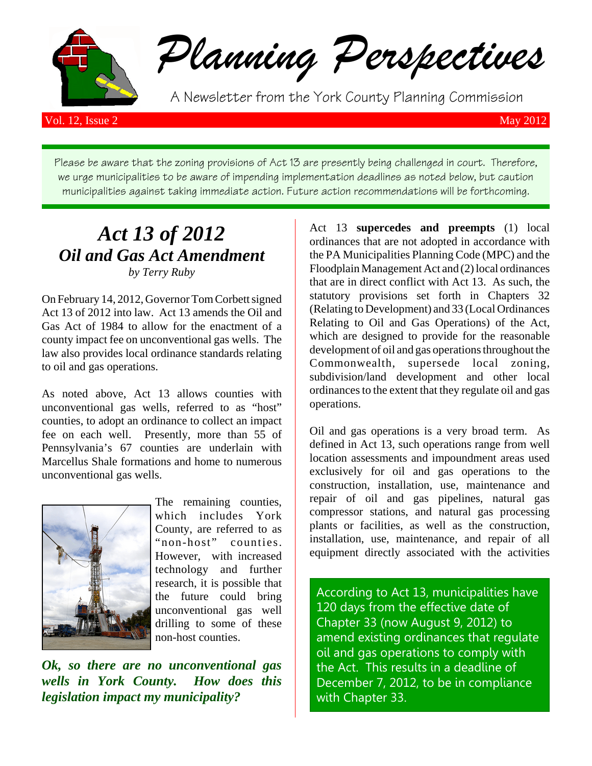# Planning Perspectives

A Newsletter from the York County Planning Commission

Vol. 12, Issue 2 May 2012

Please be aware that the zoning provisions of Act 13 are presently being challenged in court. Therefore, we urge municipalities to be aware of impending implementation deadlines as noted below, but caution municipalities against taking immediate action. Future action recommendations will be forthcoming.

## *Act 13 of 2012*
## *Oil and Gas Act Amendment*

*by Terry Ruby*

On February 14, 2012, Governor Tom Corbett signed Act 13 of 2012 into law. Act 13 amends the Oil and Gas Act of 1984 to allow for the enactment of a county impact fee on unconventional gas wells. The law also provides local ordinance standards relating to oil and gas operations.

As noted above, Act 13 allows counties with unconventional gas wells, referred to as "host" counties, to adopt an ordinance to collect an impact fee on each well. Presently, more than 55 of Pennsylvania's 67 counties are underlain with Marcellus Shale formations and home to numerous unconventional gas wells.

The remaining counties, which includes York County, are referred to as "non-host" counties. However, with increased technology and further research, it is possible that the future could bring unconventional gas well drilling to some of these non-host counties.

***Ok, so there are no unconventional gas wells in York County. How does this legislation impact my municipality?***

Act 13 **supercedes and preempts** (1) local ordinances that are not adopted in accordance with the PA Municipalities Planning Code (MPC) and the Floodplain Management Act and (2) local ordinances that are in direct conflict with Act 13. As such, the statutory provisions set forth in Chapters 32 (Relating to Development) and 33 (Local Ordinances Relating to Oil and Gas Operations) of the Act, which are designed to provide for the reasonable development of oil and gas operations throughout the Commonwealth, supersede local zoning, subdivision/land development and other local ordinances to the extent that they regulate oil and gas operations.

Oil and gas operations is a very broad term. As defined in Act 13, such operations range from well location assessments and impoundment areas used exclusively for oil and gas operations to the construction, installation, use, maintenance and repair of oil and gas pipelines, natural gas compressor stations, and natural gas processing plants or facilities, as well as the construction, installation, use, maintenance, and repair of all equipment directly associated with the activities

According to Act 13, municipalities have 120 days from the effective date of Chapter 33 (now August 9, 2012) to amend existing ordinances that regulate oil and gas operations to comply with the Act. This results in a deadline of December 7, 2012, to be in compliance with Chapter 33.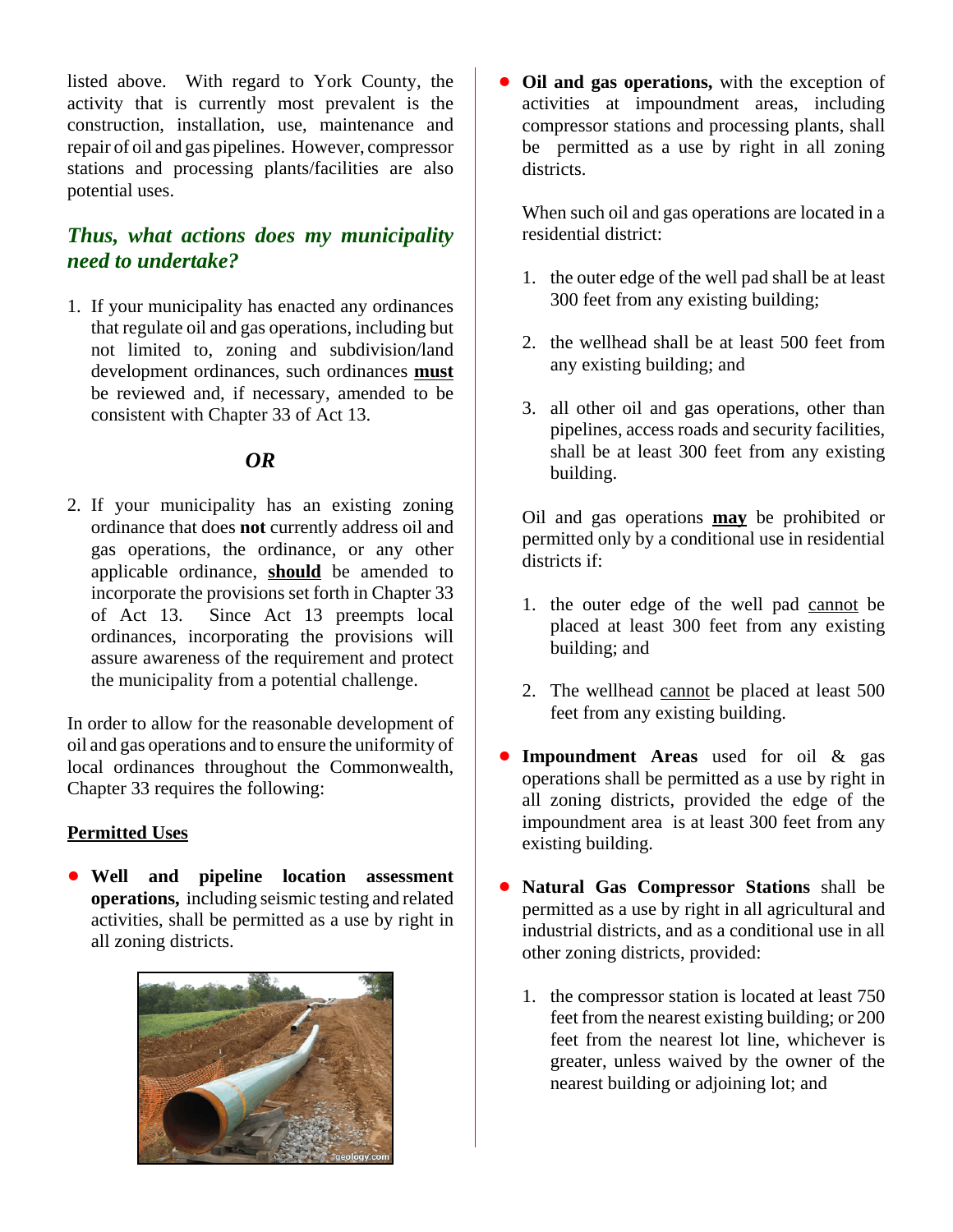listed above. With regard to York County, the activity that is currently most prevalent is the construction, installation, use, maintenance and repair of oil and gas pipelines. However, compressor stations and processing plants/facilities are also potential uses.

### *Thus, what actions does my municipality need to undertake?*

1. If your municipality has enacted any ordinances that regulate oil and gas operations, including but not limited to, zoning and subdivision/land development ordinances, such ordinances **<u>must</u>** be reviewed and, if necessary, amended to be consistent with Chapter 33 of Act 13.

***OR***

2. If your municipality has an existing zoning ordinance that does **not** currently address oil and gas operations, the ordinance, or any other applicable ordinance, **<u>should</u>** be amended to incorporate the provisions set forth in Chapter 33 of Act 13. Since Act 13 preempts local ordinances, incorporating the provisions will assure awareness of the requirement and protect the municipality from a potential challenge.

In order to allow for the reasonable development of oil and gas operations and to ensure the uniformity of local ordinances throughout the Commonwealth, Chapter 33 requires the following:

**<u>Permitted Uses</u>**

- **Well and pipeline location assessment operations,** including seismic testing and related activities, shall be permitted as a use by right in all zoning districts.

- **Oil and gas operations,** with the exception of activities at impoundment areas, including compressor stations and processing plants, shall be permitted as a use by right in all zoning districts.

  When such oil and gas operations are located in a residential district:

  1. the outer edge of the well pad shall be at least 300 feet from any existing building;
  2. the wellhead shall be at least 500 feet from any existing building; and
  3. all other oil and gas operations, other than pipelines, access roads and security facilities, shall be at least 300 feet from any existing building.

  Oil and gas operations **<u>may</u>** be prohibited or permitted only by a conditional use in residential districts if:

  1. the outer edge of the well pad <u>cannot</u> be placed at least 300 feet from any existing building; and
  2. The wellhead <u>cannot</u> be placed at least 500 feet from any existing building.

- **Impoundment Areas** used for oil & gas operations shall be permitted as a use by right in all zoning districts, provided the edge of the impoundment area is at least 300 feet from any existing building.

- **Natural Gas Compressor Stations** shall be permitted as a use by right in all agricultural and industrial districts, and as a conditional use in all other zoning districts, provided:

  1. the compressor station is located at least 750 feet from the nearest existing building; or 200 feet from the nearest lot line, whichever is greater, unless waived by the owner of the nearest building or adjoining lot; and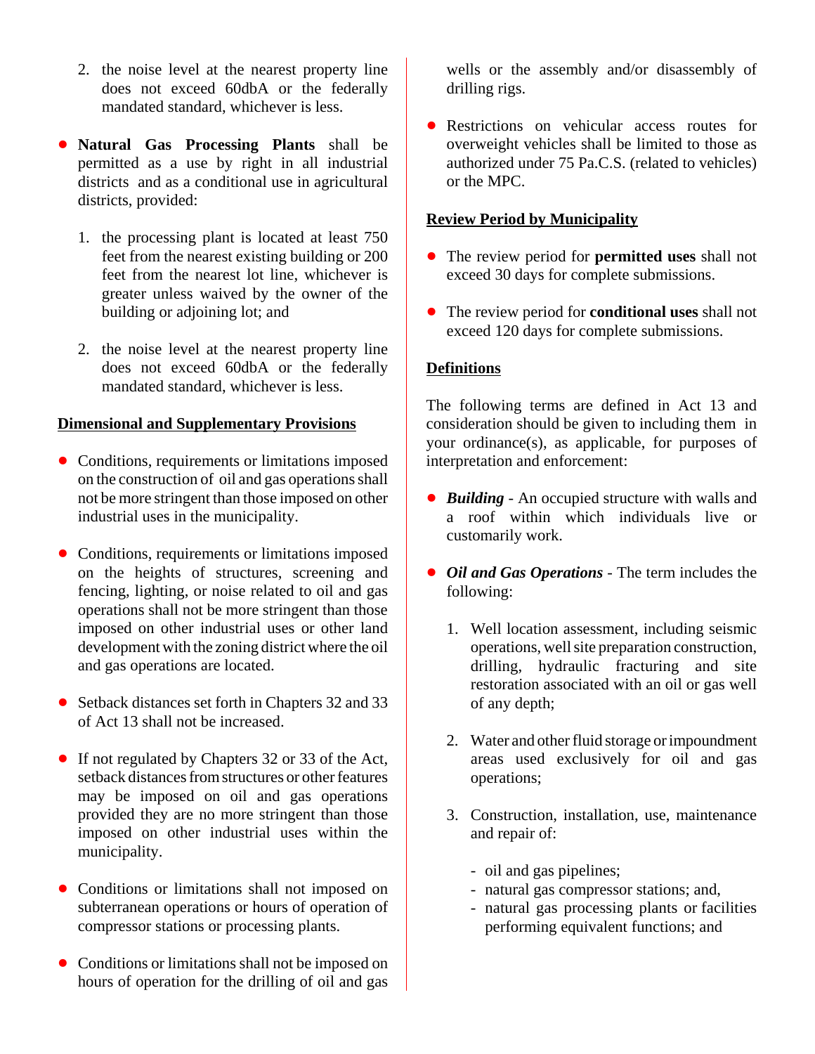2. the noise level at the nearest property line does not exceed 60dbA or the federally mandated standard, whichever is less.

- **Natural Gas Processing Plants** shall be permitted as a use by right in all industrial districts and as a conditional use in agricultural districts, provided:

  1. the processing plant is located at least 750 feet from the nearest existing building or 200 feet from the nearest lot line, whichever is greater unless waived by the owner of the building or adjoining lot; and

  2. the noise level at the nearest property line does not exceed 60dbA or the federally mandated standard, whichever is less.

**Dimensional and Supplementary Provisions**

- Conditions, requirements or limitations imposed on the construction of oil and gas operations shall not be more stringent than those imposed on other industrial uses in the municipality.

- Conditions, requirements or limitations imposed on the heights of structures, screening and fencing, lighting, or noise related to oil and gas operations shall not be more stringent than those imposed on other industrial uses or other land development with the zoning district where the oil and gas operations are located.

- Setback distances set forth in Chapters 32 and 33 of Act 13 shall not be increased.

- If not regulated by Chapters 32 or 33 of the Act, setback distances from structures or other features may be imposed on oil and gas operations provided they are no more stringent than those imposed on other industrial uses within the municipality.

- Conditions or limitations shall not imposed on subterranean operations or hours of operation of compressor stations or processing plants.

- Conditions or limitations shall not be imposed on hours of operation for the drilling of oil and gas wells or the assembly and/or disassembly of drilling rigs.

- Restrictions on vehicular access routes for overweight vehicles shall be limited to those as authorized under 75 Pa.C.S. (related to vehicles) or the MPC.

**Review Period by Municipality**

- The review period for **permitted uses** shall not exceed 30 days for complete submissions.

- The review period for **conditional uses** shall not exceed 120 days for complete submissions.

**Definitions**

The following terms are defined in Act 13 and consideration should be given to including them in your ordinance(s), as applicable, for purposes of interpretation and enforcement:

- ***Building*** - An occupied structure with walls and a roof within which individuals live or customarily work.

- ***Oil and Gas Operations*** - The term includes the following:

  1. Well location assessment, including seismic operations, well site preparation construction, drilling, hydraulic fracturing and site restoration associated with an oil or gas well of any depth;

  2. Water and other fluid storage or impoundment areas used exclusively for oil and gas operations;

  3. Construction, installation, use, maintenance and repair of:

     - oil and gas pipelines;
     - natural gas compressor stations; and,
     - natural gas processing plants or facilities performing equivalent functions; and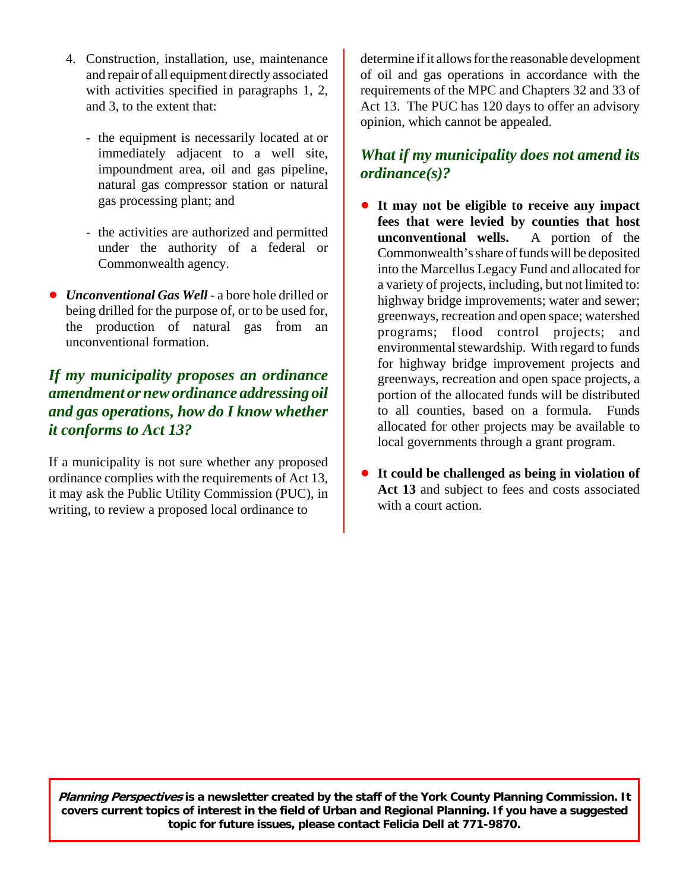4. Construction, installation, use, maintenance and repair of all equipment directly associated with activities specified in paragraphs 1, 2, and 3, to the extent that:

   - the equipment is necessarily located at or immediately adjacent to a well site, impoundment area, oil and gas pipeline, natural gas compressor station or natural gas processing plant; and

   - the activities are authorized and permitted under the authority of a federal or Commonwealth agency.

- ***Unconventional Gas Well*** - a bore hole drilled or being drilled for the purpose of, or to be used for, the production of natural gas from an unconventional formation.

### *If my municipality proposes an ordinance amendment or new ordinance addressing oil and gas operations, how do I know whether it conforms to Act 13?*

If a municipality is not sure whether any proposed ordinance complies with the requirements of Act 13, it may ask the Public Utility Commission (PUC), in writing, to review a proposed local ordinance to determine if it allows for the reasonable development of oil and gas operations in accordance with the requirements of the MPC and Chapters 32 and 33 of Act 13. The PUC has 120 days to offer an advisory opinion, which cannot be appealed.

### *What if my municipality does not amend its ordinance(s)?*

- **It may not be eligible to receive any impact fees that were levied by counties that host unconventional wells.** A portion of the Commonwealth's share of funds will be deposited into the Marcellus Legacy Fund and allocated for a variety of projects, including, but not limited to: highway bridge improvements; water and sewer; greenways, recreation and open space; watershed programs; flood control projects; and environmental stewardship. With regard to funds for highway bridge improvement projects and greenways, recreation and open space projects, a portion of the allocated funds will be distributed to all counties, based on a formula. Funds allocated for other projects may be available to local governments through a grant program.

- **It could be challenged as being in violation of Act 13** and subject to fees and costs associated with a court action.

***Planning Perspectives*** **is a newsletter created by the staff of the York County Planning Commission. It covers current topics of interest in the field of Urban and Regional Planning. If you have a suggested topic for future issues, please contact Felicia Dell at 771-9870.**